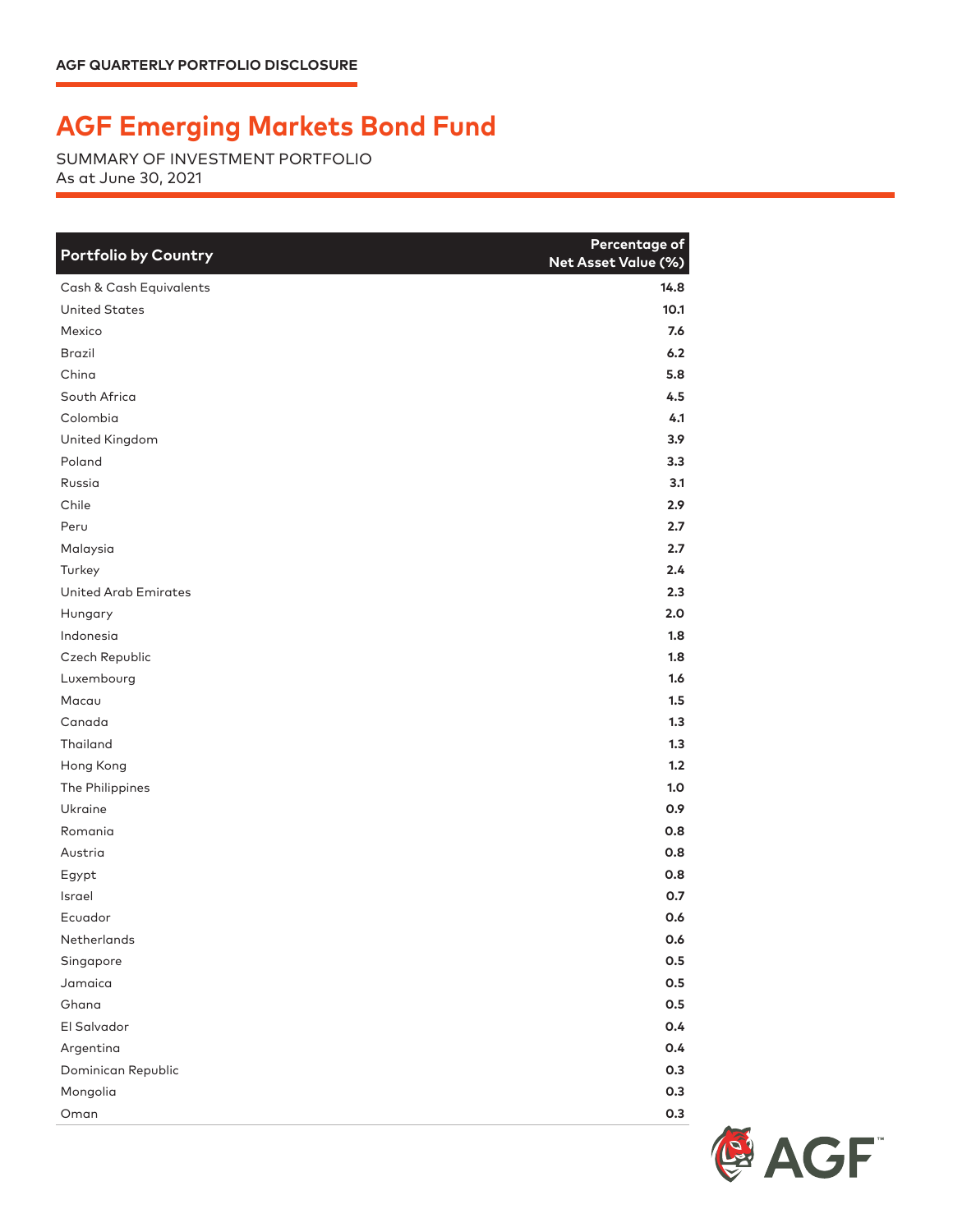AGF QUARTERLY PORTFOLIO DISCLOSURE

# AGF Emerging Markets Bond Fund

SUMMARY OF INVESTMENT PORTFOLIO
As at June 30, 2021

| Portfolio by Country | Percentage of Net Asset Value (%) |
|---|---|
| Cash & Cash Equivalents | 14.8 |
| United States | 10.1 |
| Mexico | 7.6 |
| Brazil | 6.2 |
| China | 5.8 |
| South Africa | 4.5 |
| Colombia | 4.1 |
| United Kingdom | 3.9 |
| Poland | 3.3 |
| Russia | 3.1 |
| Chile | 2.9 |
| Peru | 2.7 |
| Malaysia | 2.7 |
| Turkey | 2.4 |
| United Arab Emirates | 2.3 |
| Hungary | 2.0 |
| Indonesia | 1.8 |
| Czech Republic | 1.8 |
| Luxembourg | 1.6 |
| Macau | 1.5 |
| Canada | 1.3 |
| Thailand | 1.3 |
| Hong Kong | 1.2 |
| The Philippines | 1.0 |
| Ukraine | 0.9 |
| Romania | 0.8 |
| Austria | 0.8 |
| Egypt | 0.8 |
| Israel | 0.7 |
| Ecuador | 0.6 |
| Netherlands | 0.6 |
| Singapore | 0.5 |
| Jamaica | 0.5 |
| Ghana | 0.5 |
| El Salvador | 0.4 |
| Argentina | 0.4 |
| Dominican Republic | 0.3 |
| Mongolia | 0.3 |
| Oman | 0.3 |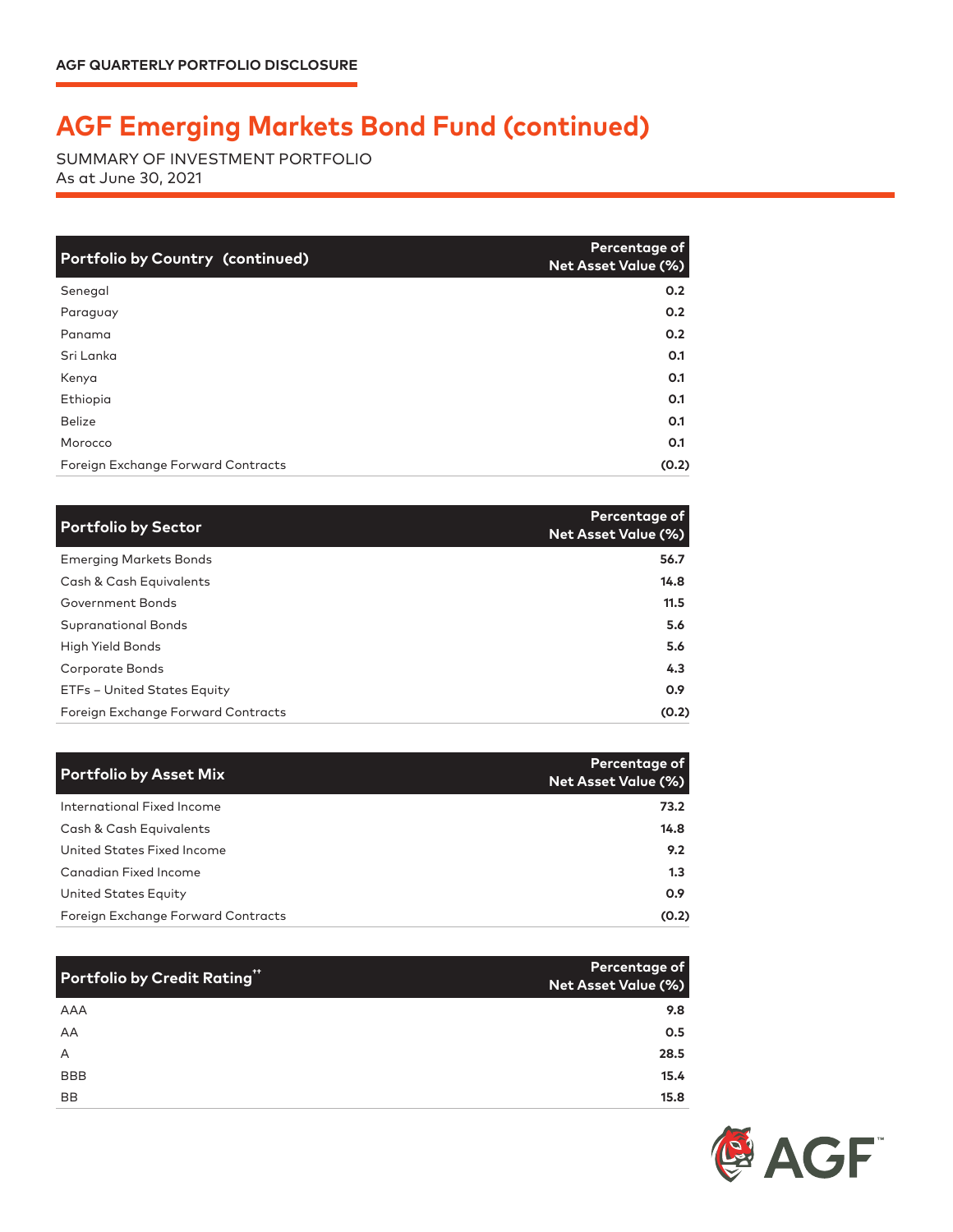# AGF Emerging Markets Bond Fund (continued)

SUMMARY OF INVESTMENT PORTFOLIO
As at June 30, 2021

| Portfolio by Country (continued) | Percentage of Net Asset Value (%) |
|---|---|
| Senegal | 0.2 |
| Paraguay | 0.2 |
| Panama | 0.2 |
| Sri Lanka | 0.1 |
| Kenya | 0.1 |
| Ethiopia | 0.1 |
| Belize | 0.1 |
| Morocco | 0.1 |
| Foreign Exchange Forward Contracts | (0.2) |

| Portfolio by Sector | Percentage of Net Asset Value (%) |
|---|---|
| Emerging Markets Bonds | 56.7 |
| Cash & Cash Equivalents | 14.8 |
| Government Bonds | 11.5 |
| Supranational Bonds | 5.6 |
| High Yield Bonds | 5.6 |
| Corporate Bonds | 4.3 |
| ETFs – United States Equity | 0.9 |
| Foreign Exchange Forward Contracts | (0.2) |

| Portfolio by Asset Mix | Percentage of Net Asset Value (%) |
|---|---|
| International Fixed Income | 73.2 |
| Cash & Cash Equivalents | 14.8 |
| United States Fixed Income | 9.2 |
| Canadian Fixed Income | 1.3 |
| United States Equity | 0.9 |
| Foreign Exchange Forward Contracts | (0.2) |

| Portfolio by Credit Rating†† | Percentage of Net Asset Value (%) |
|---|---|
| AAA | 9.8 |
| AA | 0.5 |
| A | 28.5 |
| BBB | 15.4 |
| BB | 15.8 |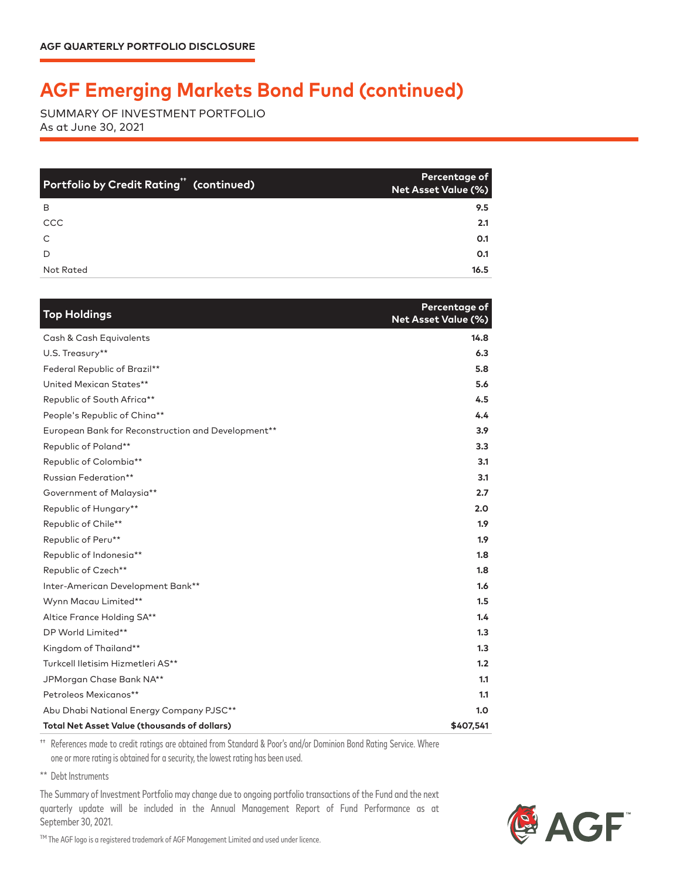**AGF QUARTERLY PORTFOLIO DISCLOSURE**

# AGF Emerging Markets Bond Fund (continued)

SUMMARY OF INVESTMENT PORTFOLIO
As at June 30, 2021

| Portfolio by Credit Rating†† (continued) | Percentage of Net Asset Value (%) |
|---|---|
| B | **9.5** |
| CCC | **2.1** |
| C | **0.1** |
| D | **0.1** |
| Not Rated | **16.5** |

| Top Holdings | Percentage of Net Asset Value (%) |
|---|---|
| Cash & Cash Equivalents | **14.8** |
| U.S. Treasury** | **6.3** |
| Federal Republic of Brazil** | **5.8** |
| United Mexican States** | **5.6** |
| Republic of South Africa** | **4.5** |
| People's Republic of China** | **4.4** |
| European Bank for Reconstruction and Development** | **3.9** |
| Republic of Poland** | **3.3** |
| Republic of Colombia** | **3.1** |
| Russian Federation** | **3.1** |
| Government of Malaysia** | **2.7** |
| Republic of Hungary** | **2.0** |
| Republic of Chile** | **1.9** |
| Republic of Peru** | **1.9** |
| Republic of Indonesia** | **1.8** |
| Republic of Czech** | **1.8** |
| Inter-American Development Bank** | **1.6** |
| Wynn Macau Limited** | **1.5** |
| Altice France Holding SA** | **1.4** |
| DP World Limited** | **1.3** |
| Kingdom of Thailand** | **1.3** |
| Turkcell Iletisim Hizmetleri AS** | **1.2** |
| JPMorgan Chase Bank NA** | **1.1** |
| Petroleos Mexicanos** | **1.1** |
| Abu Dhabi National Energy Company PJSC** | **1.0** |
| **Total Net Asset Value (thousands of dollars)** | **$407,541** |

†† References made to credit ratings are obtained from Standard & Poor's and/or Dominion Bond Rating Service. Where one or more rating is obtained for a security, the lowest rating has been used.

** Debt Instruments

The Summary of Investment Portfolio may change due to ongoing portfolio transactions of the Fund and the next quarterly update will be included in the Annual Management Report of Fund Performance as at September 30, 2021.

TM The AGF logo is a registered trademark of AGF Management Limited and used under licence.